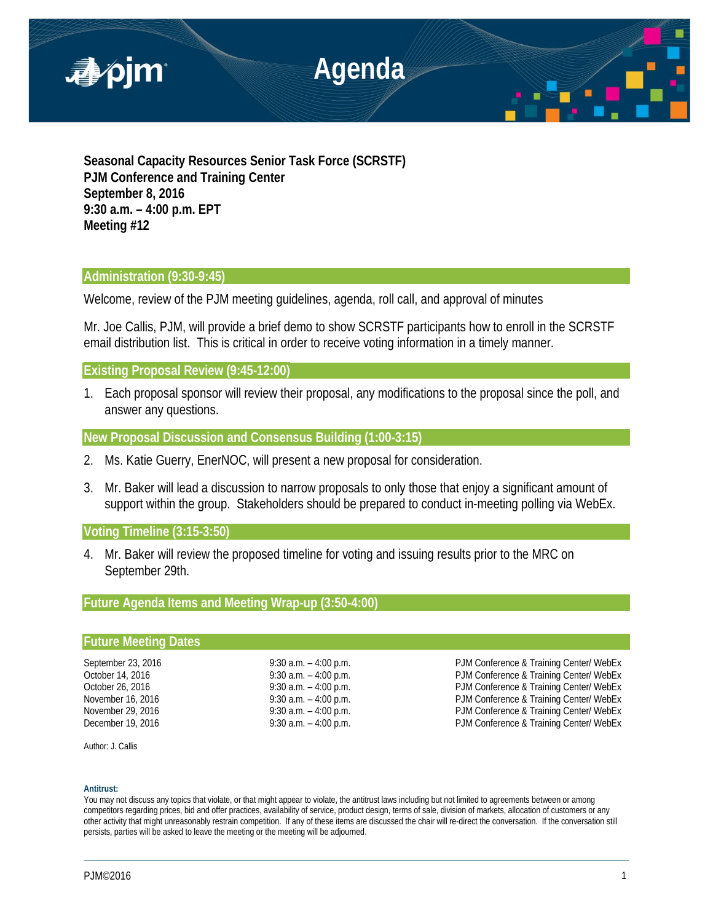# Agenda

**Seasonal Capacity Resources Senior Task Force (SCRSTF)**
**PJM Conference and Training Center**
**September 8, 2016**
**9:30 a.m. – 4:00 p.m. EPT**
**Meeting #12**

## Administration (9:30-9:45)

Welcome, review of the PJM meeting guidelines, agenda, roll call, and approval of minutes

Mr. Joe Callis, PJM, will provide a brief demo to show SCRSTF participants how to enroll in the SCRSTF email distribution list. This is critical in order to receive voting information in a timely manner.

## Existing Proposal Review (9:45-12:00)

1. Each proposal sponsor will review their proposal, any modifications to the proposal since the poll, and answer any questions.

## New Proposal Discussion and Consensus Building (1:00-3:15)

2. Ms. Katie Guerry, EnerNOC, will present a new proposal for consideration.

3. Mr. Baker will lead a discussion to narrow proposals to only those that enjoy a significant amount of support within the group. Stakeholders should be prepared to conduct in-meeting polling via WebEx.

## Voting Timeline (3:15-3:50)

4. Mr. Baker will review the proposed timeline for voting and issuing results prior to the MRC on September 29th.

## Future Agenda Items and Meeting Wrap-up (3:50-4:00)

## Future Meeting Dates

| | | |
|---|---|---|
| September 23, 2016 | 9:30 a.m. – 4:00 p.m. | PJM Conference & Training Center/ WebEx |
| October 14, 2016 | 9:30 a.m. – 4:00 p.m. | PJM Conference & Training Center/ WebEx |
| October 26, 2016 | 9:30 a.m. – 4:00 p.m. | PJM Conference & Training Center/ WebEx |
| November 16, 2016 | 9:30 a.m. – 4:00 p.m. | PJM Conference & Training Center/ WebEx |
| November 29, 2016 | 9:30 a.m. – 4:00 p.m. | PJM Conference & Training Center/ WebEx |
| December 19, 2016 | 9:30 a.m. – 4:00 p.m. | PJM Conference & Training Center/ WebEx |

Author: J. Callis

**Antitrust:**
You may not discuss any topics that violate, or that might appear to violate, the antitrust laws including but not limited to agreements between or among competitors regarding prices, bid and offer practices, availability of service, product design, terms of sale, division of markets, allocation of customers or any other activity that might unreasonably restrain competition. If any of these items are discussed the chair will re-direct the conversation. If the conversation still persists, parties will be asked to leave the meeting or the meeting will be adjourned.

PJM©2016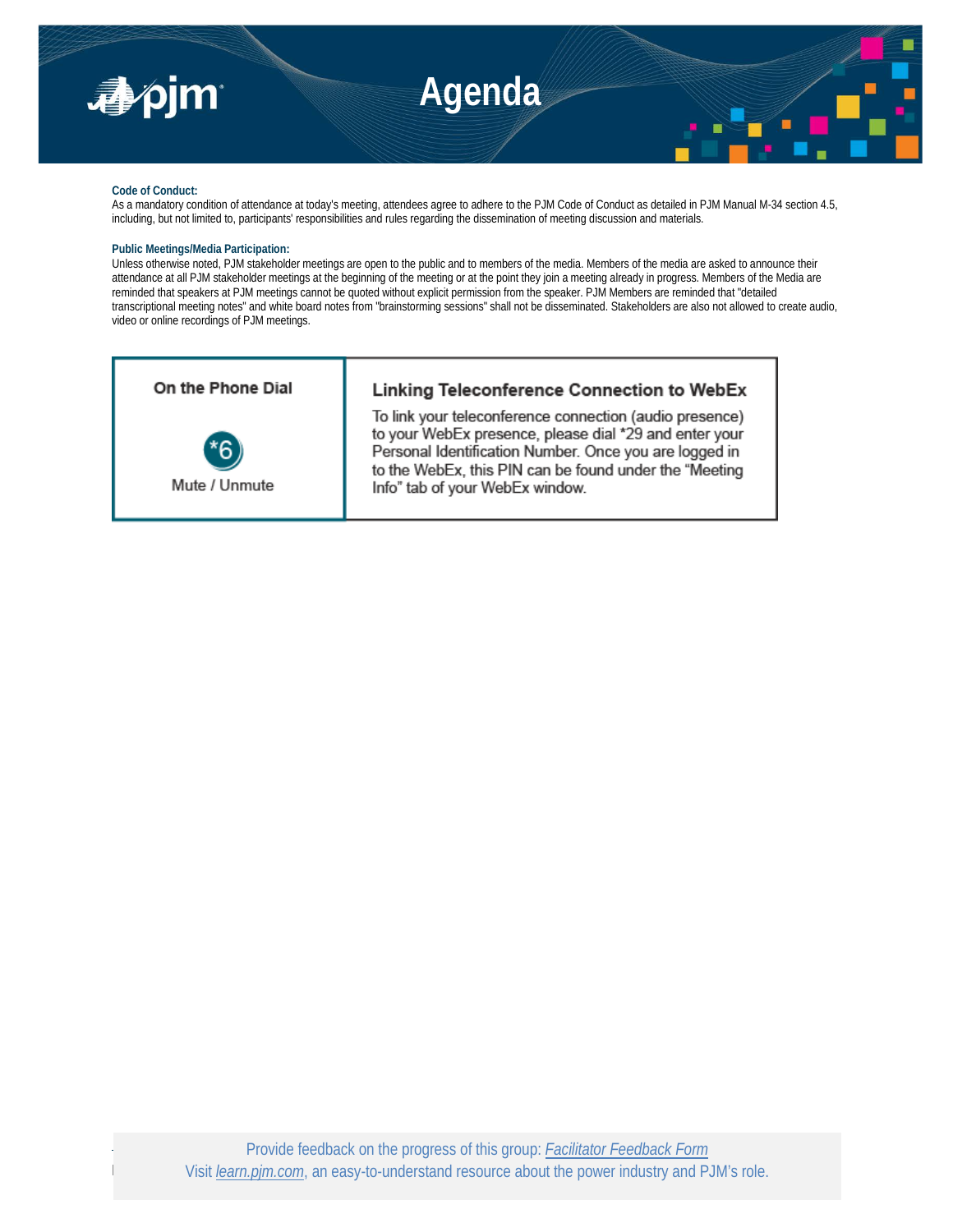# Agenda

**Code of Conduct:**

As a mandatory condition of attendance at today's meeting, attendees agree to adhere to the PJM Code of Conduct as detailed in PJM Manual M-34 section 4.5, including, but not limited to, participants' responsibilities and rules regarding the dissemination of meeting discussion and materials.

**Public Meetings/Media Participation:**

Unless otherwise noted, PJM stakeholder meetings are open to the public and to members of the media. Members of the media are asked to announce their attendance at all PJM stakeholder meetings at the beginning of the meeting or at the point they join a meeting already in progress. Members of the Media are reminded that speakers at PJM meetings cannot be quoted without explicit permission from the speaker. PJM Members are reminded that "detailed transcriptional meeting notes" and white board notes from "brainstorming sessions" shall not be disseminated. Stakeholders are also not allowed to create audio, video or online recordings of PJM meetings.

| On the Phone Dial | Linking Teleconference Connection to WebEx |
|---|---|
| *6 Mute / Unmute | To link your teleconference connection (audio presence) to your WebEx presence, please dial *29 and enter your Personal Identification Number. Once you are logged in to the WebEx, this PIN can be found under the "Meeting Info" tab of your WebEx window. |

Provide feedback on the progress of this group: *Facilitator Feedback Form*

Visit *learn.pjm.com*, an easy-to-understand resource about the power industry and PJM's role.